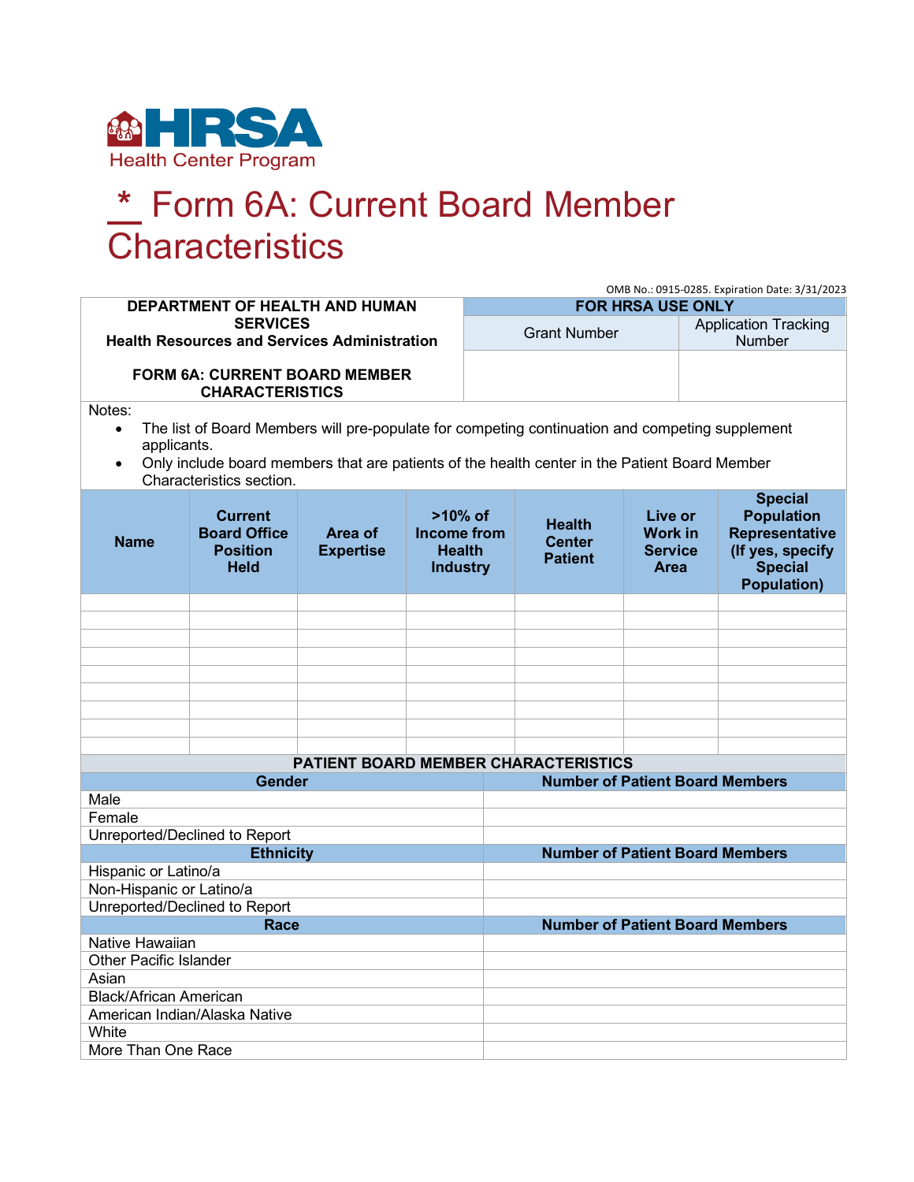HRSA Health Center Program

# \* Form 6A: Current Board Member Characteristics

OMB No.: 0915-0285. Expiration Date: 3/31/2023

| DEPARTMENT OF HEALTH AND HUMAN SERVICES<br>Health Resources and Services Administration<br><br>FORM 6A: CURRENT BOARD MEMBER CHARACTERISTICS | FOR HRSA USE ONLY | |
|---|---|---|
| | Grant Number | Application Tracking Number |
| | | |

Notes:

- The list of Board Members will pre-populate for competing continuation and competing supplement applicants.
- Only include board members that are patients of the health center in the Patient Board Member Characteristics section.

| Name | Current Board Office Position Held | Area of Expertise | >10% of Income from Health Industry | Health Center Patient | Live or Work in Service Area | Special Population Representative (If yes, specify Special Population) |
|---|---|---|---|---|---|---|
| | | | | | | |
| | | | | | | |
| | | | | | | |
| | | | | | | |
| | | | | | | |
| | | | | | | |
| | | | | | | |
| | | | | | | |
| | | | | | | |

**PATIENT BOARD MEMBER CHARACTERISTICS**

| Gender | Number of Patient Board Members |
|---|---|
| Male | |
| Female | |
| Unreported/Declined to Report | |
| **Ethnicity** | **Number of Patient Board Members** |
| Hispanic or Latino/a | |
| Non-Hispanic or Latino/a | |
| Unreported/Declined to Report | |
| **Race** | **Number of Patient Board Members** |
| Native Hawaiian | |
| Other Pacific Islander | |
| Asian | |
| Black/African American | |
| American Indian/Alaska Native | |
| White | |
| More Than One Race | |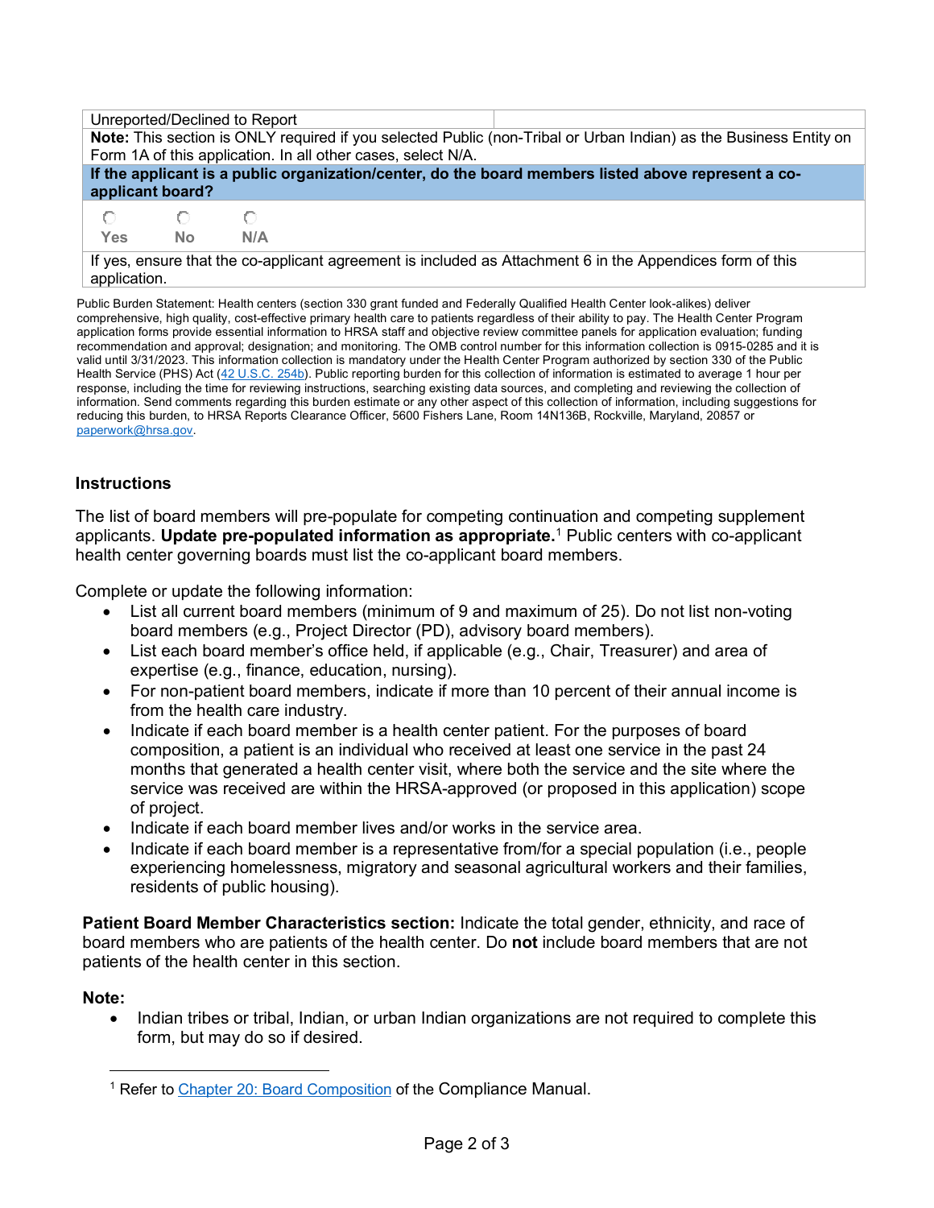| Unreported/Declined to Report | |
|---|---|
| **Note:** This section is ONLY required if you selected Public (non-Tribal or Urban Indian) as the Business Entity on Form 1A of this application. In all other cases, select N/A. | |
| **If the applicant is a public organization/center, do the board members listed above represent a co-applicant board?** | |
| ○ Yes ○ No ○ N/A | |
| If yes, ensure that the co-applicant agreement is included as Attachment 6 in the Appendices form of this application. | |

Public Burden Statement: Health centers (section 330 grant funded and Federally Qualified Health Center look-alikes) deliver comprehensive, high quality, cost-effective primary health care to patients regardless of their ability to pay. The Health Center Program application forms provide essential information to HRSA staff and objective review committee panels for application evaluation; funding recommendation and approval; designation; and monitoring. The OMB control number for this information collection is 0915-0285 and it is valid until 3/31/2023. This information collection is mandatory under the Health Center Program authorized by section 330 of the Public Health Service (PHS) Act (42 U.S.C. 254b). Public reporting burden for this collection of information is estimated to average 1 hour per response, including the time for reviewing instructions, searching existing data sources, and completing and reviewing the collection of information. Send comments regarding this burden estimate or any other aspect of this collection of information, including suggestions for reducing this burden, to HRSA Reports Clearance Officer, 5600 Fishers Lane, Room 14N136B, Rockville, Maryland, 20857 or paperwork@hrsa.gov.

### Instructions

The list of board members will pre-populate for competing continuation and competing supplement applicants. **Update pre-populated information as appropriate.**[1] Public centers with co-applicant health center governing boards must list the co-applicant board members.

Complete or update the following information:

- List all current board members (minimum of 9 and maximum of 25). Do not list non-voting board members (e.g., Project Director (PD), advisory board members).
- List each board member's office held, if applicable (e.g., Chair, Treasurer) and area of expertise (e.g., finance, education, nursing).
- For non-patient board members, indicate if more than 10 percent of their annual income is from the health care industry.
- Indicate if each board member is a health center patient. For the purposes of board composition, a patient is an individual who received at least one service in the past 24 months that generated a health center visit, where both the service and the site where the service was received are within the HRSA-approved (or proposed in this application) scope of project.
- Indicate if each board member lives and/or works in the service area.
- Indicate if each board member is a representative from/for a special population (i.e., people experiencing homelessness, migratory and seasonal agricultural workers and their families, residents of public housing).

**Patient Board Member Characteristics section:** Indicate the total gender, ethnicity, and race of board members who are patients of the health center. Do **not** include board members that are not patients of the health center in this section.

**Note:**

- Indian tribes or tribal, Indian, or urban Indian organizations are not required to complete this form, but may do so if desired.

[1] Refer to Chapter 20: Board Composition of the Compliance Manual.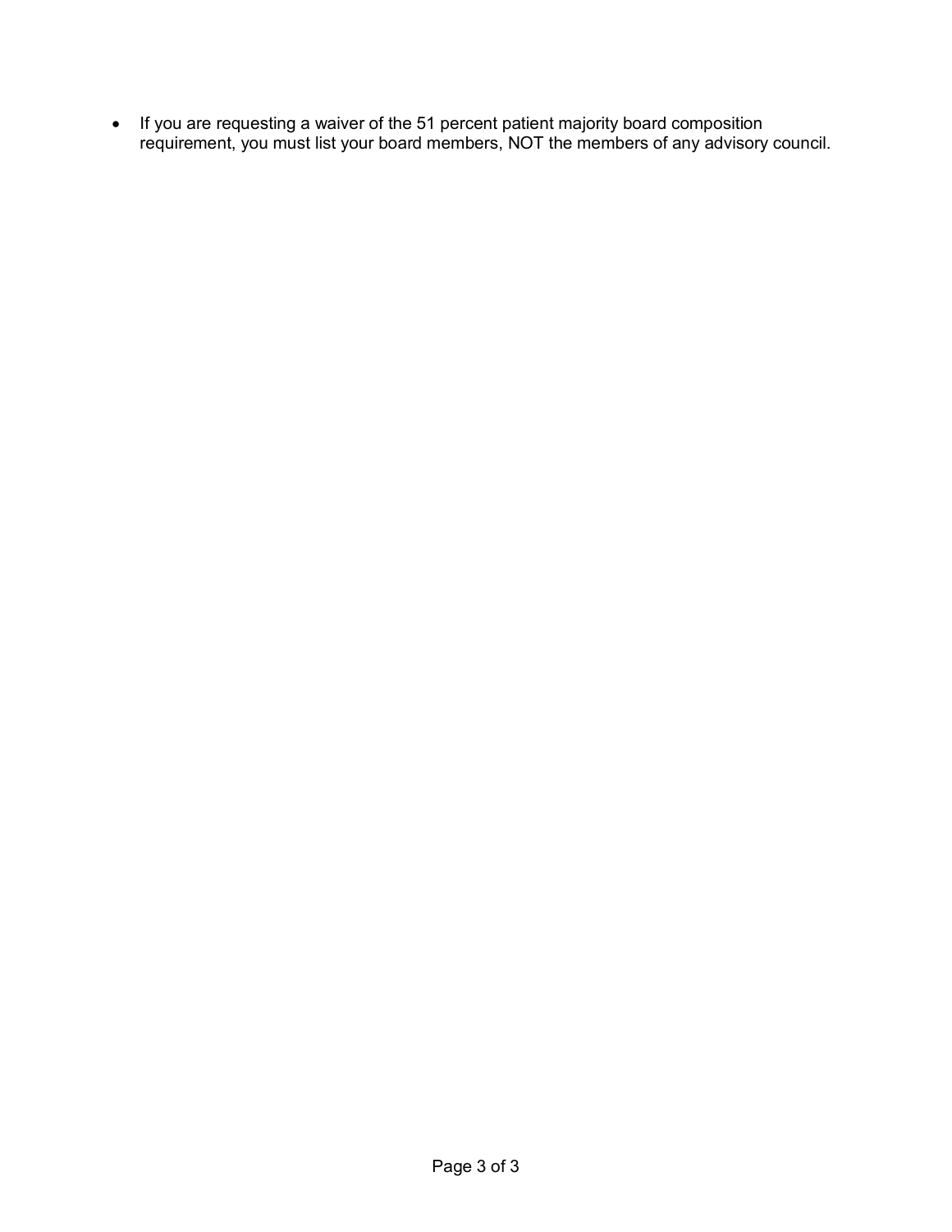- If you are requesting a waiver of the 51 percent patient majority board composition requirement, you must list your board members, NOT the members of any advisory council.